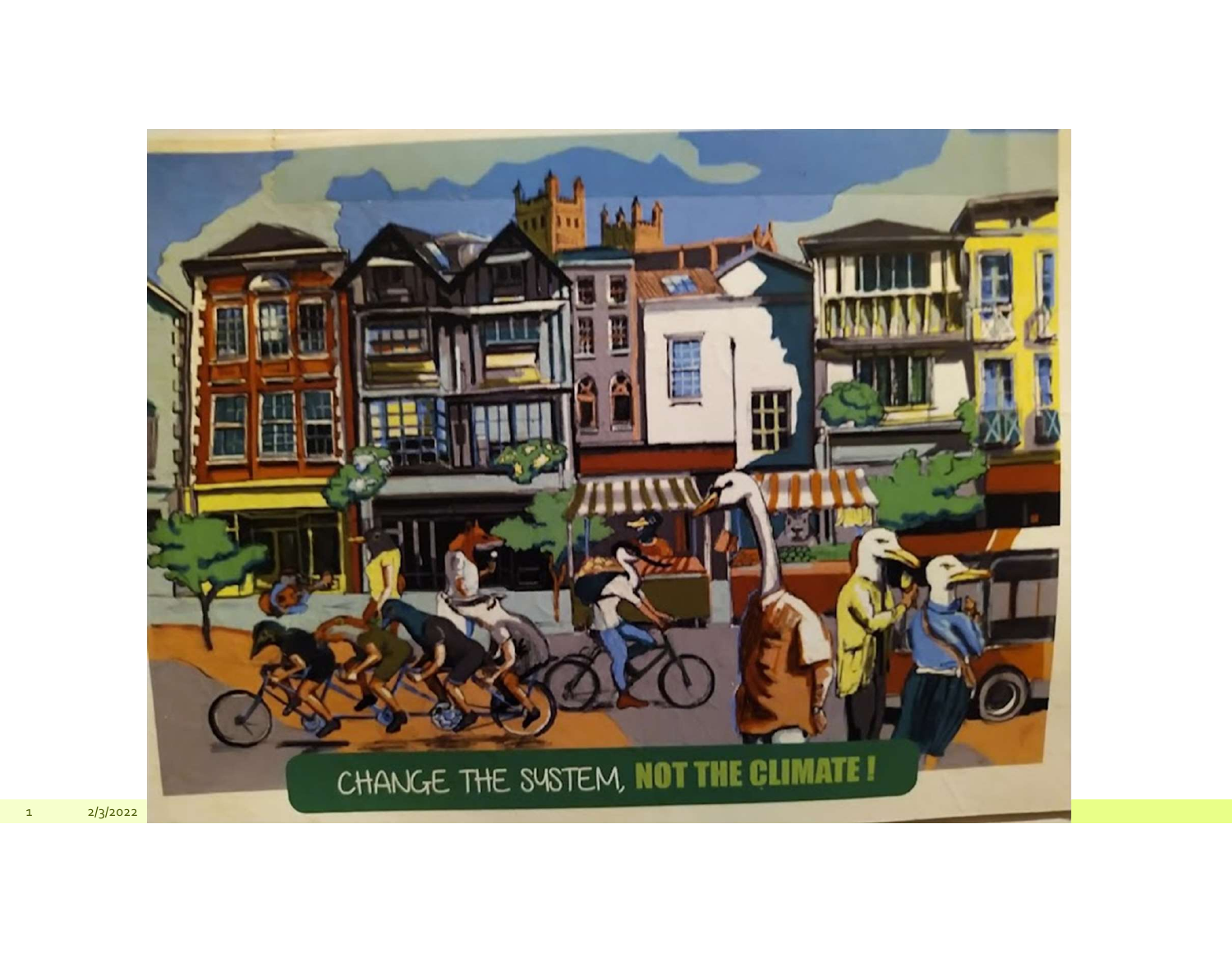CHANGE THE SYSTEM, **NOT THE CLIMATE !**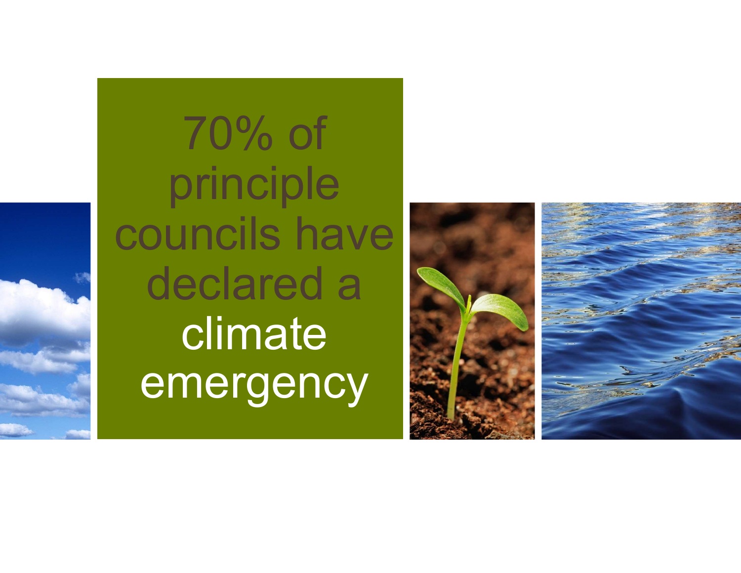70% of principle councils have declared a climate emergency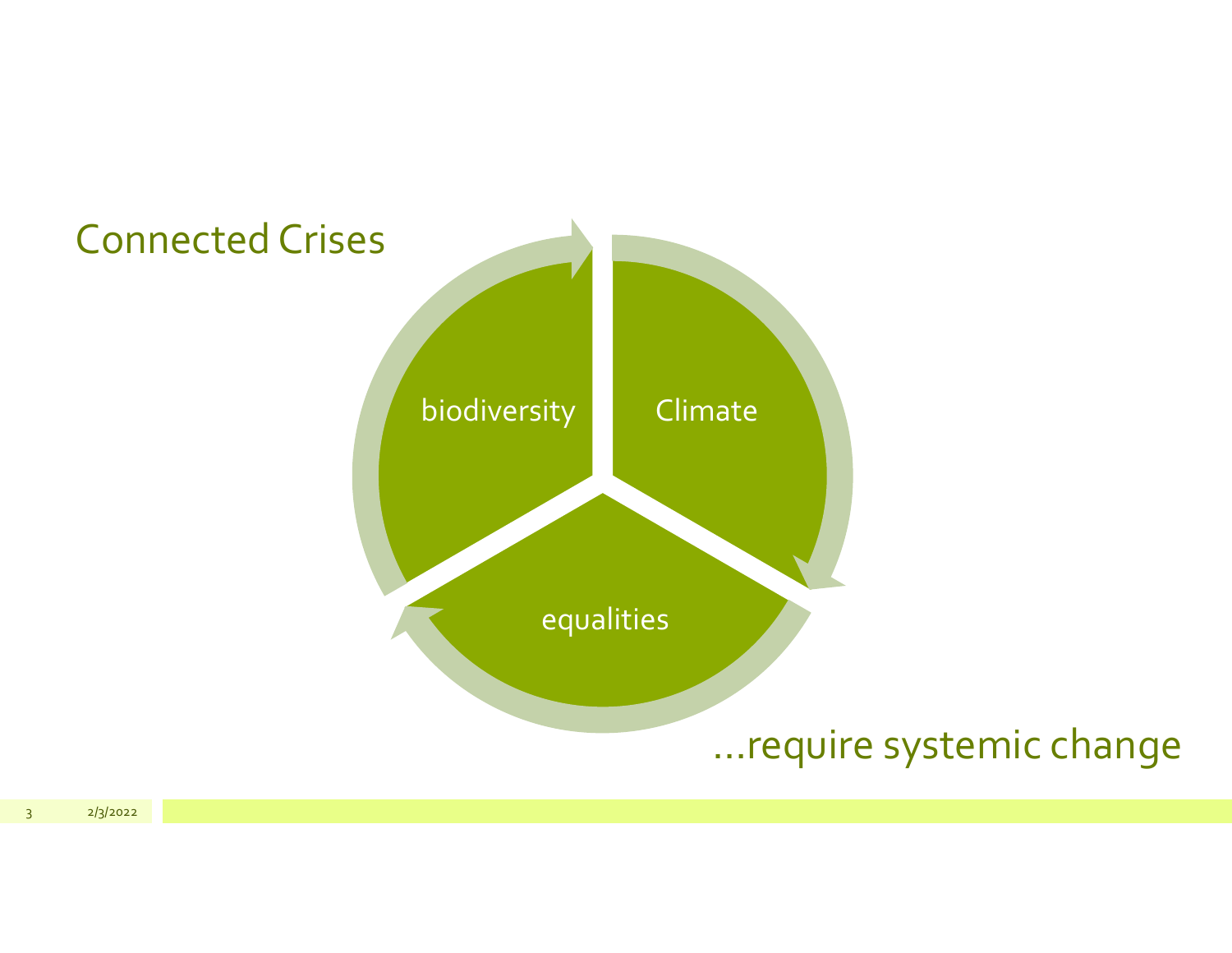## Connected Crises

biodiversity

Climate

equalities

...require systemic change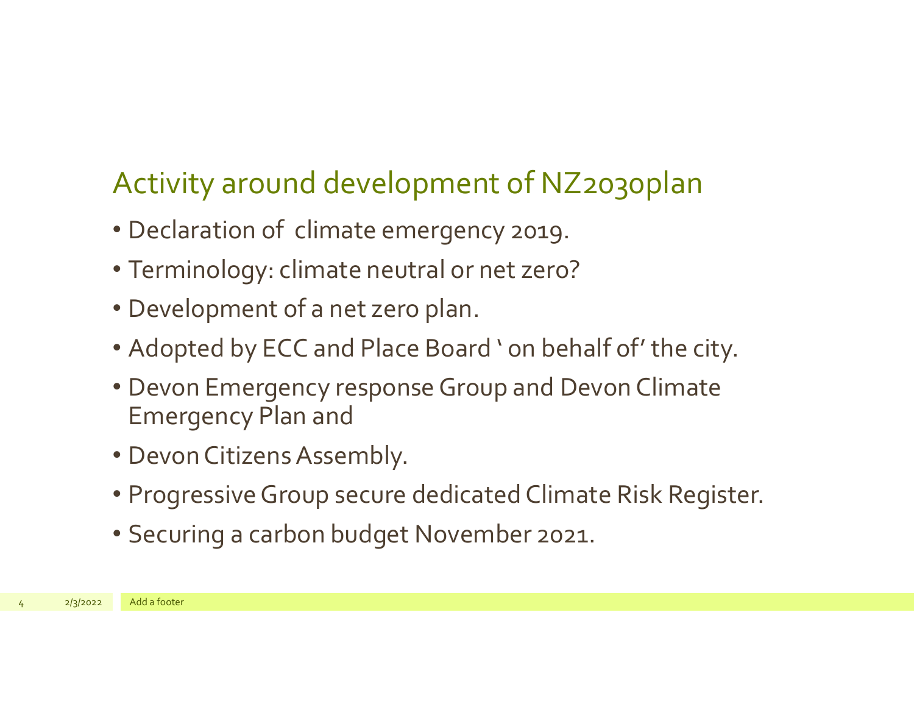## Activity around development of NZ2030plan

- Declaration of  climate emergency 2019.
- Terminology: climate neutral or net zero?
- Development of a net zero plan.
- Adopted by ECC and Place Board ' on behalf of' the city.
- Devon Emergency response Group and Devon Climate Emergency Plan and
- Devon Citizens Assembly.
- Progressive Group secure dedicated Climate Risk Register.
- Securing a carbon budget November 2021.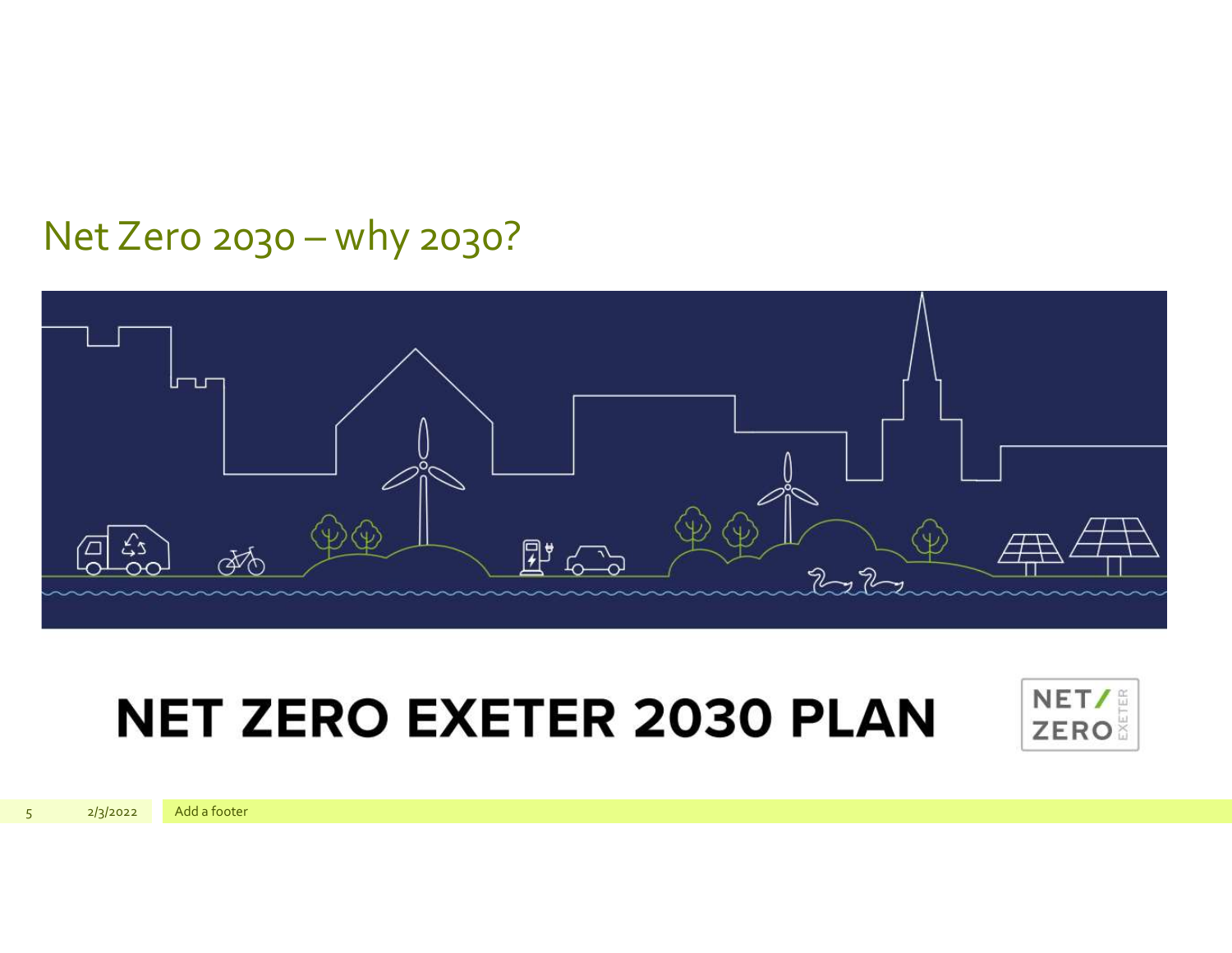# Net Zero 2030 – why 2030?

NET ZERO EXETER 2030 PLAN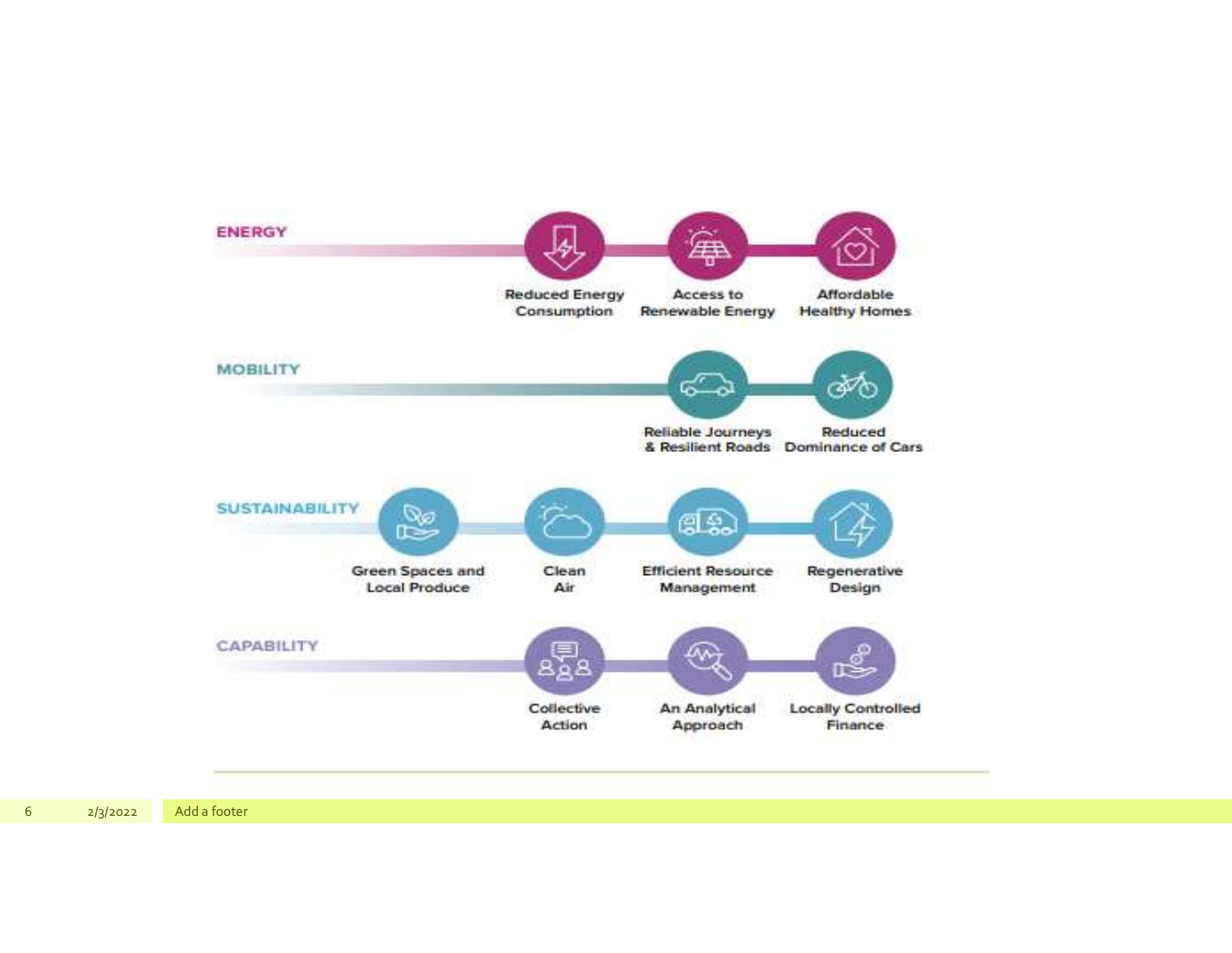## ENERGY

- Reduced Energy Consumption
- Access to Renewable Energy
- Affordable Healthy Homes

## MOBILITY

- Reliable Journeys & Resilient Roads
- Reduced Dominance of Cars

## SUSTAINABILITY

- Green Spaces and Local Produce
- Clean Air
- Efficient Resource Management
- Regenerative Design

## CAPABILITY

- Collective Action
- An Analytical Approach
- Locally Controlled Finance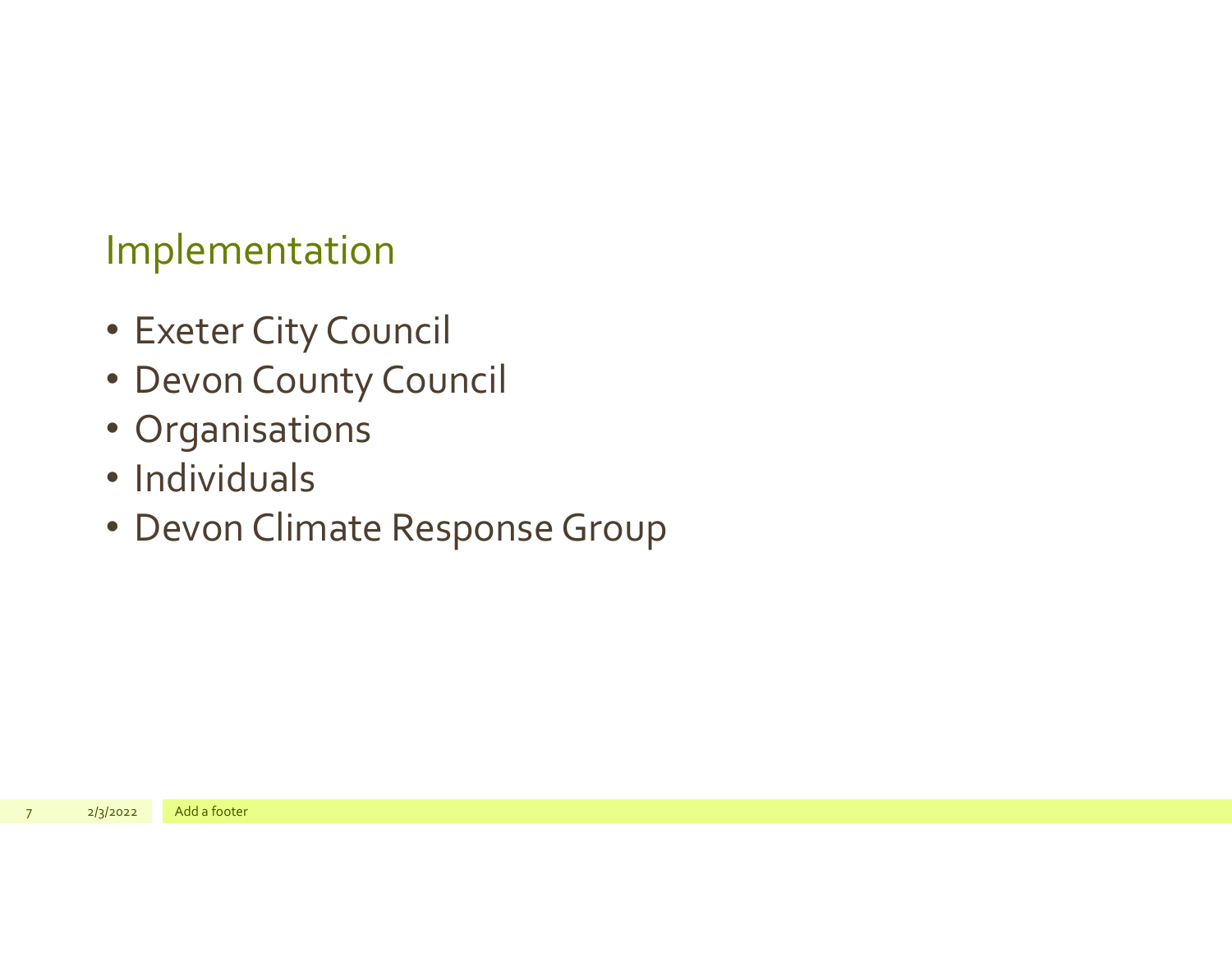## Implementation

- Exeter City Council
- Devon County Council
- Organisations
- Individuals
- Devon Climate Response Group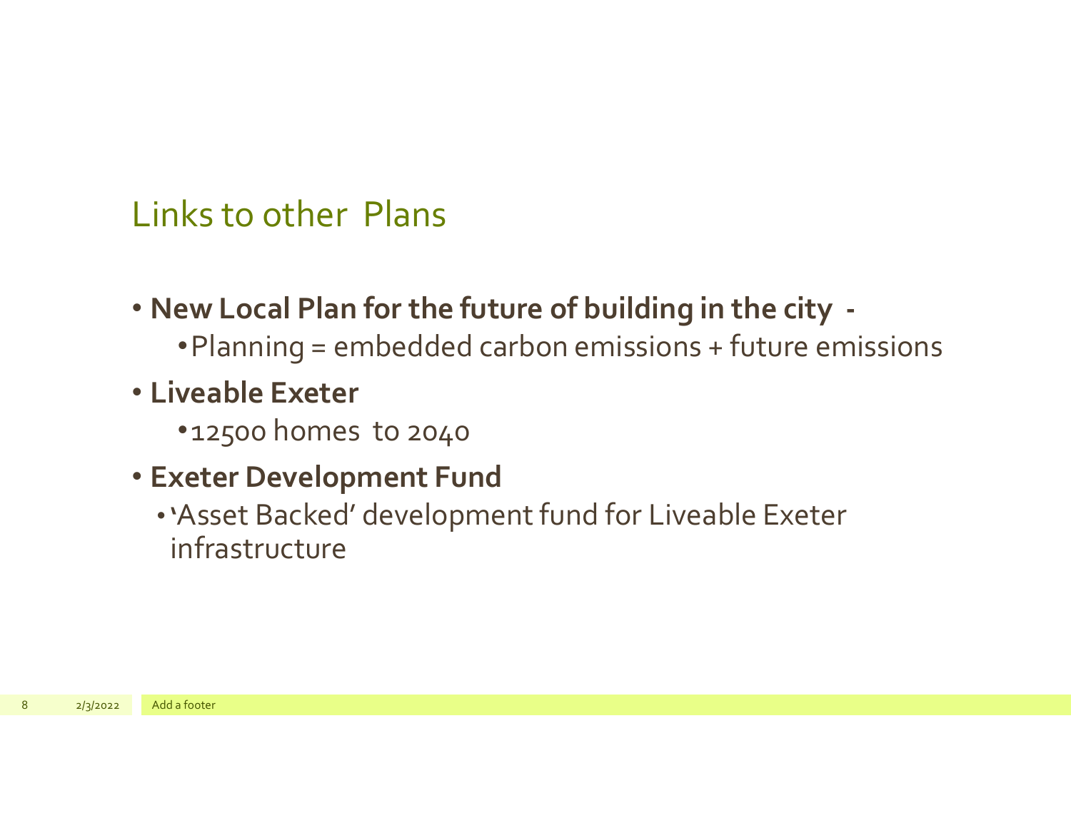# Links to other Plans

- **New Local Plan for the future of building in the city -**
  - Planning = embedded carbon emissions + future emissions
- **Liveable Exeter**
  - 12500 homes to 2040
- **Exeter Development Fund**
  - 'Asset Backed' development fund for Liveable Exeter infrastructure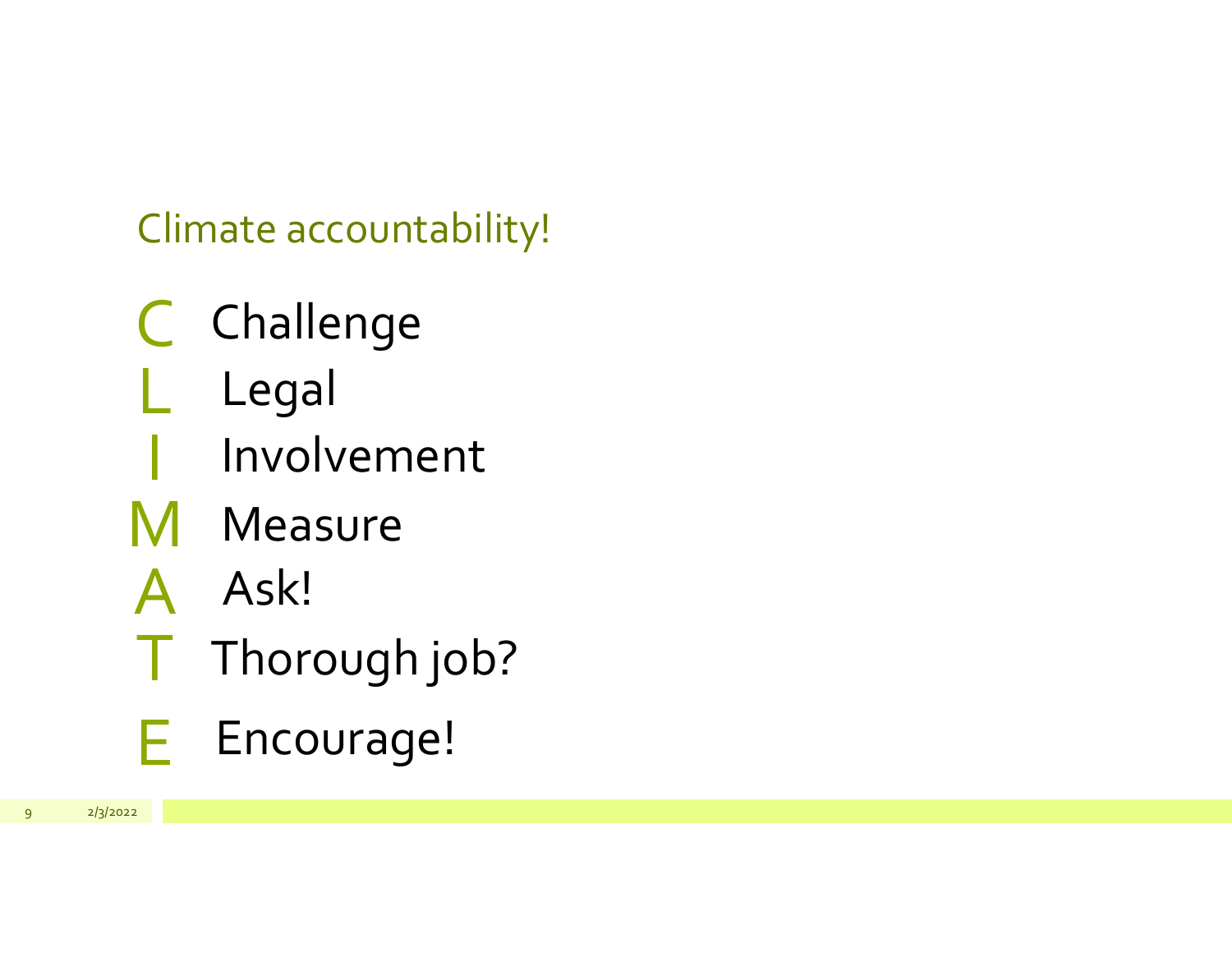## Climate accountability!

- **C** Challenge
- **L** Legal
- **I** Involvement
- **M** Measure
- **A** Ask!
- **T** Thorough job?
- **E** Encourage!